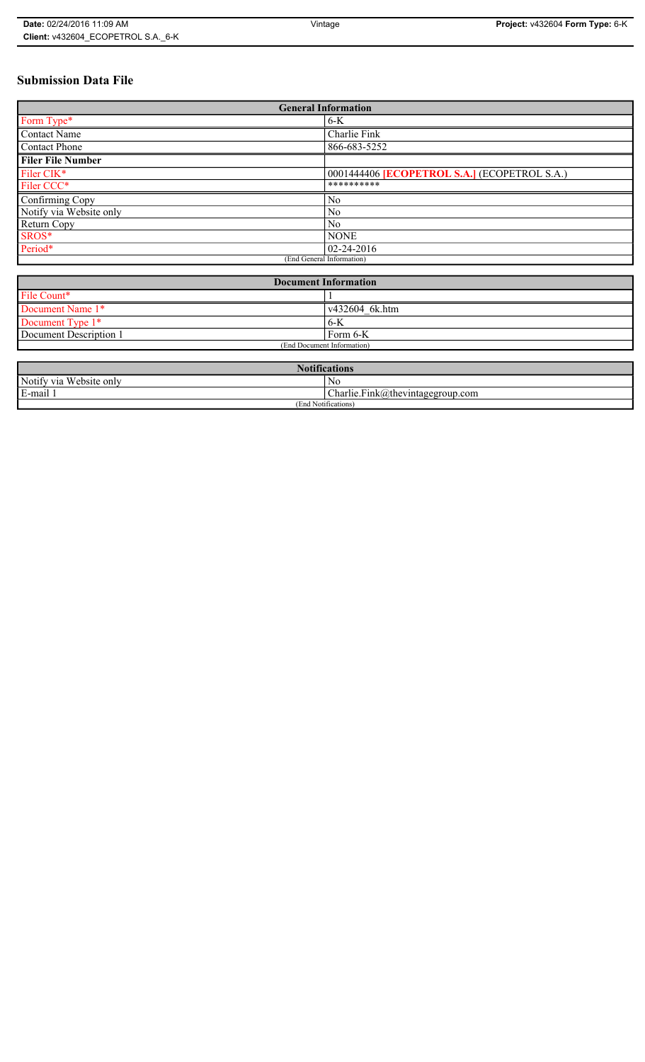# Submission Data File

| General Information | |
|---|---|
| Form Type* | 6-K |
| Contact Name | Charlie Fink |
| Contact Phone | 866-683-5252 |
| **Filer File Number** | |
| Filer CIK* | 0001444406 **[ECOPETROL S.A.]** (ECOPETROL S.A.) |
| Filer CCC* | ********** |
| Confirming Copy | No |
| Notify via Website only | No |
| Return Copy | No |
| SROS* | NONE |
| Period* | 02-24-2016 |
| (End General Information) | |

| Document Information | |
|---|---|
| File Count* | 1 |
| Document Name 1* | v432604_6k.htm |
| Document Type 1* | 6-K |
| Document Description 1 | Form 6-K |
| (End Document Information) | |

| Notifications | |
|---|---|
| Notify via Website only | No |
| E-mail 1 | Charlie.Fink@thevintagegroup.com |
| (End Notifications) | |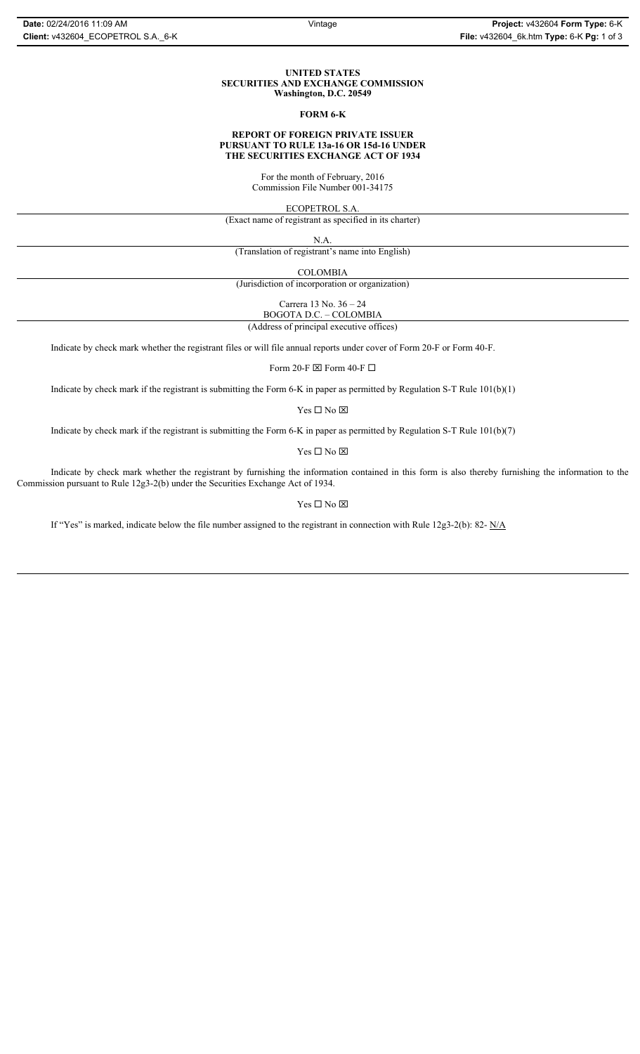**UNITED STATES**
**SECURITIES AND EXCHANGE COMMISSION**
**Washington, D.C. 20549**

**FORM 6-K**

**REPORT OF FOREIGN PRIVATE ISSUER**
**PURSUANT TO RULE 13a-16 OR 15d-16 UNDER**
**THE SECURITIES EXCHANGE ACT OF 1934**

For the month of February, 2016
Commission File Number 001-34175

ECOPETROL S.A.
(Exact name of registrant as specified in its charter)

N.A.
(Translation of registrant's name into English)

COLOMBIA
(Jurisdiction of incorporation or organization)

Carrera 13 No. 36 – 24
BOGOTA D.C. – COLOMBIA
(Address of principal executive offices)

Indicate by check mark whether the registrant files or will file annual reports under cover of Form 20-F or Form 40-F.

Form 20-F ☒ Form 40-F ☐

Indicate by check mark if the registrant is submitting the Form 6-K in paper as permitted by Regulation S-T Rule 101(b)(1)

Yes ☐ No ☒

Indicate by check mark if the registrant is submitting the Form 6-K in paper as permitted by Regulation S-T Rule 101(b)(7)

Yes ☐ No ☒

Indicate by check mark whether the registrant by furnishing the information contained in this form is also thereby furnishing the information to the Commission pursuant to Rule 12g3-2(b) under the Securities Exchange Act of 1934.

Yes ☐ No ☒

If "Yes" is marked, indicate below the file number assigned to the registrant in connection with Rule 12g3-2(b): 82- N/A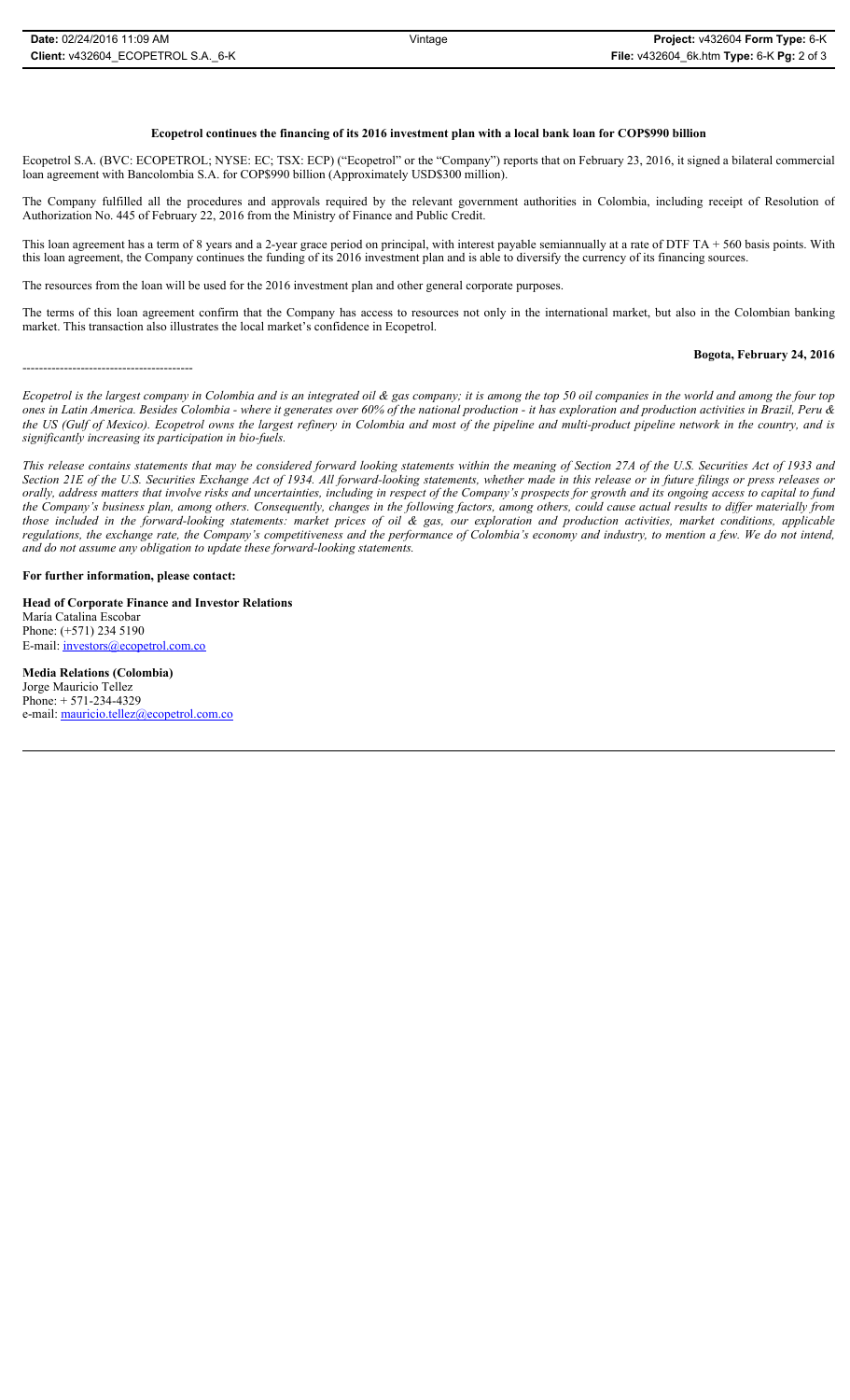**Ecopetrol continues the financing of its 2016 investment plan with a local bank loan for COP$990 billion**

Ecopetrol S.A. (BVC: ECOPETROL; NYSE: EC; TSX: ECP) ("Ecopetrol" or the "Company") reports that on February 23, 2016, it signed a bilateral commercial loan agreement with Bancolombia S.A. for COP$990 billion (Approximately USD$300 million).

The Company fulfilled all the procedures and approvals required by the relevant government authorities in Colombia, including receipt of Resolution of Authorization No. 445 of February 22, 2016 from the Ministry of Finance and Public Credit.

This loan agreement has a term of 8 years and a 2-year grace period on principal, with interest payable semiannually at a rate of DTF TA + 560 basis points. With this loan agreement, the Company continues the funding of its 2016 investment plan and is able to diversify the currency of its financing sources.

The resources from the loan will be used for the 2016 investment plan and other general corporate purposes.

The terms of this loan agreement confirm that the Company has access to resources not only in the international market, but also in the Colombian banking market. This transaction also illustrates the local market's confidence in Ecopetrol.

**Bogota, February 24, 2016**

-----------------------------------------

*Ecopetrol is the largest company in Colombia and is an integrated oil & gas company; it is among the top 50 oil companies in the world and among the four top ones in Latin America. Besides Colombia - where it generates over 60% of the national production - it has exploration and production activities in Brazil, Peru & the US (Gulf of Mexico). Ecopetrol owns the largest refinery in Colombia and most of the pipeline and multi-product pipeline network in the country, and is significantly increasing its participation in bio-fuels.*

*This release contains statements that may be considered forward looking statements within the meaning of Section 27A of the U.S. Securities Act of 1933 and Section 21E of the U.S. Securities Exchange Act of 1934. All forward-looking statements, whether made in this release or in future filings or press releases or orally, address matters that involve risks and uncertainties, including in respect of the Company's prospects for growth and its ongoing access to capital to fund the Company's business plan, among others. Consequently, changes in the following factors, among others, could cause actual results to differ materially from those included in the forward-looking statements: market prices of oil & gas, our exploration and production activities, market conditions, applicable regulations, the exchange rate, the Company's competitiveness and the performance of Colombia's economy and industry, to mention a few. We do not intend, and do not assume any obligation to update these forward-looking statements.*

**For further information, please contact:**

**Head of Corporate Finance and Investor Relations**
María Catalina Escobar
Phone: (+571) 234 5190
E-mail: investors@ecopetrol.com.co

**Media Relations (Colombia)**
Jorge Mauricio Tellez
Phone: + 571-234-4329
e-mail: mauricio.tellez@ecopetrol.com.co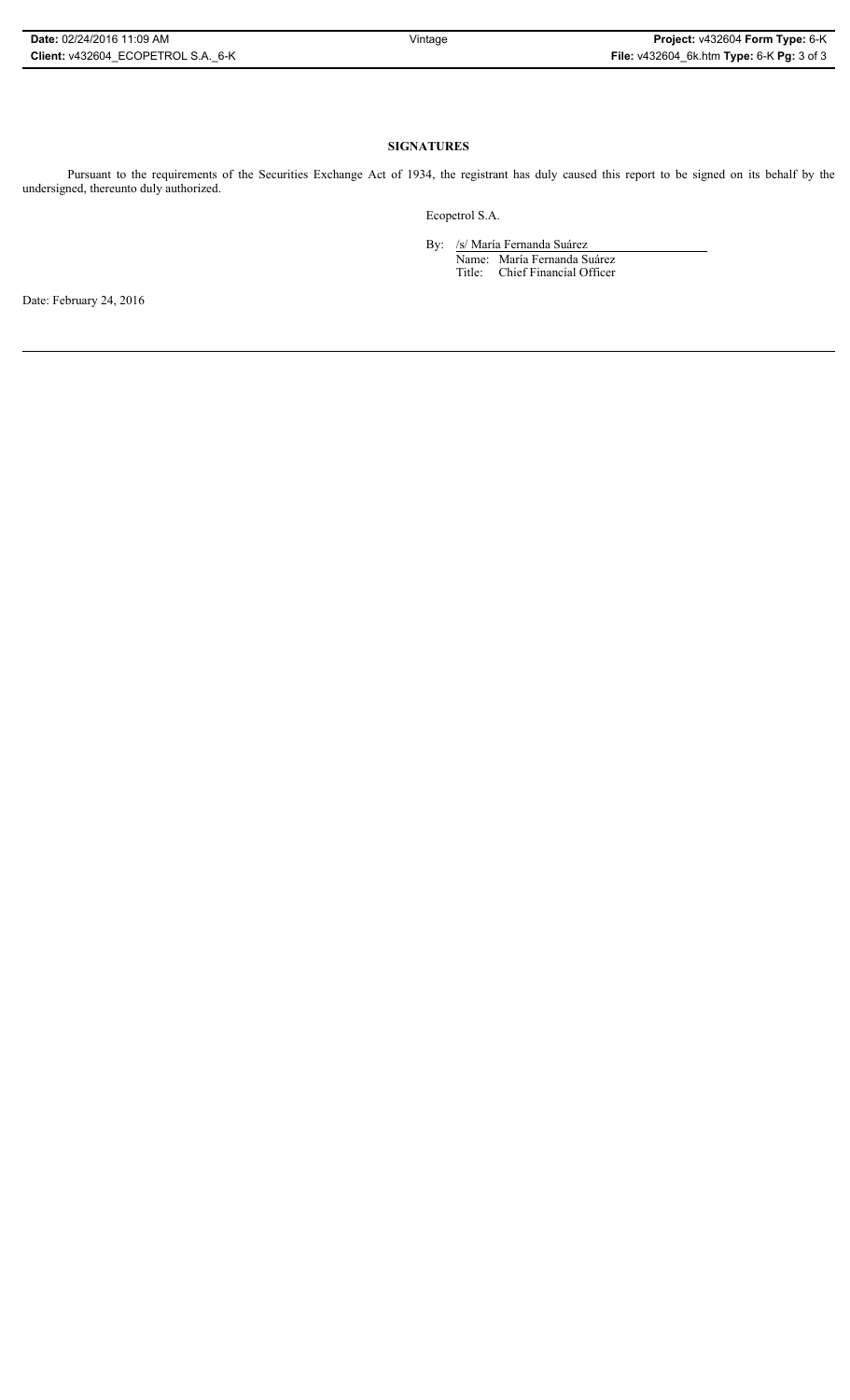**SIGNATURES**

Pursuant to the requirements of the Securities Exchange Act of 1934, the registrant has duly caused this report to be signed on its behalf by the undersigned, thereunto duly authorized.

Ecopetrol S.A.

By: /s/ María Fernanda Suárez
Name: María Fernanda Suárez
Title: Chief Financial Officer

Date: February 24, 2016